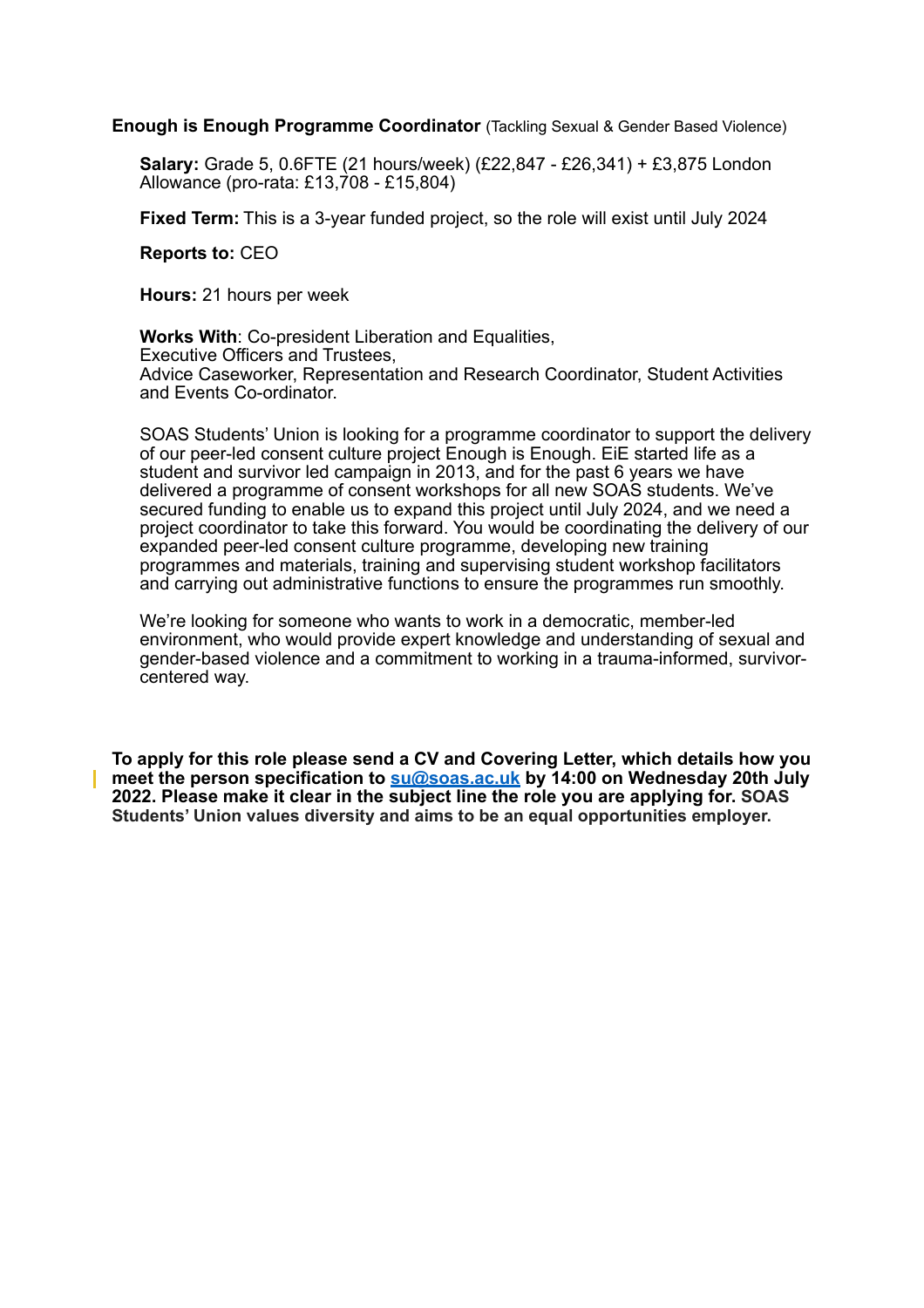**Enough is Enough Programme Coordinator** (Tackling Sexual & Gender Based Violence)

**Salary:** Grade 5, 0.6FTE (21 hours/week) (£22,847 - £26,341) + £3,875 London Allowance (pro-rata: £13,708 - £15,804)

**Fixed Term:** This is a 3-year funded project, so the role will exist until July 2024

**Reports to:** CEO

**Hours:** 21 hours per week

**Works With**: Co-president Liberation and Equalities,
Executive Officers and Trustees,
Advice Caseworker, Representation and Research Coordinator, Student Activities and Events Co-ordinator.

SOAS Students' Union is looking for a programme coordinator to support the delivery of our peer-led consent culture project Enough is Enough. EiE started life as a student and survivor led campaign in 2013, and for the past 6 years we have delivered a programme of consent workshops for all new SOAS students. We've secured funding to enable us to expand this project until July 2024, and we need a project coordinator to take this forward. You would be coordinating the delivery of our expanded peer-led consent culture programme, developing new training programmes and materials, training and supervising student workshop facilitators and carrying out administrative functions to ensure the programmes run smoothly.

We're looking for someone who wants to work in a democratic, member-led environment, who would provide expert knowledge and understanding of sexual and gender-based violence and a commitment to working in a trauma-informed, survivor-centered way.

**To apply for this role please send a CV and Covering Letter, which details how you meet the person specification to [su@soas.ac.uk](mailto:su@soas.ac.uk) by 14:00 on Wednesday 20th July 2022. Please make it clear in the subject line the role you are applying for. SOAS Students' Union values diversity and aims to be an equal opportunities employer.**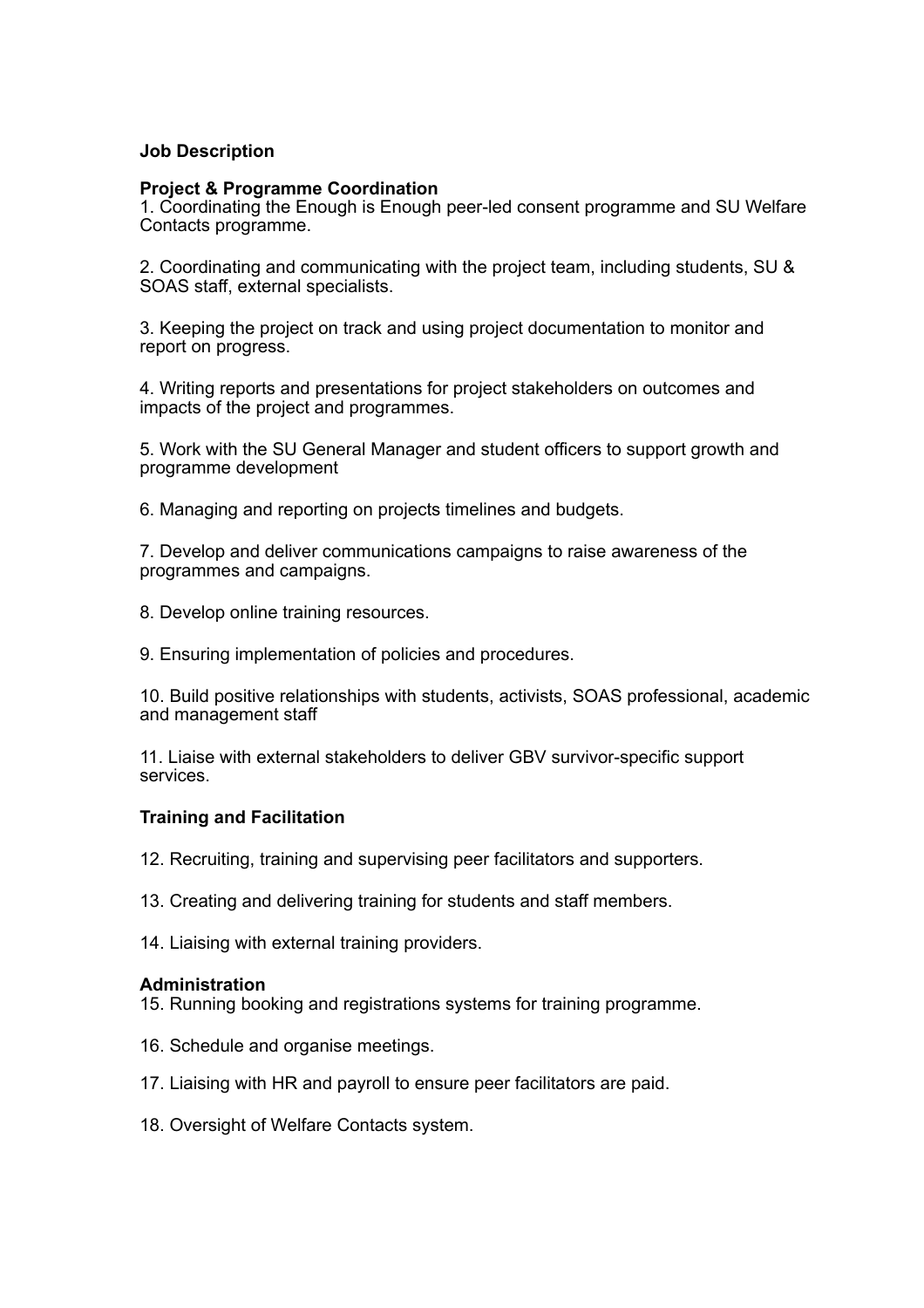**Job Description**

**Project & Programme Coordination**

1. Coordinating the Enough is Enough peer-led consent programme and SU Welfare Contacts programme.

2. Coordinating and communicating with the project team, including students, SU & SOAS staff, external specialists.

3. Keeping the project on track and using project documentation to monitor and report on progress.

4. Writing reports and presentations for project stakeholders on outcomes and impacts of the project and programmes.

5. Work with the SU General Manager and student officers to support growth and programme development

6. Managing and reporting on projects timelines and budgets.

7. Develop and deliver communications campaigns to raise awareness of the programmes and campaigns.

8. Develop online training resources.

9. Ensuring implementation of policies and procedures.

10. Build positive relationships with students, activists, SOAS professional, academic and management staff

11. Liaise with external stakeholders to deliver GBV survivor-specific support services.

**Training and Facilitation**

12. Recruiting, training and supervising peer facilitators and supporters.

13. Creating and delivering training for students and staff members.

14. Liaising with external training providers.

**Administration**

15. Running booking and registrations systems for training programme.

16. Schedule and organise meetings.

17. Liaising with HR and payroll to ensure peer facilitators are paid.

18. Oversight of Welfare Contacts system.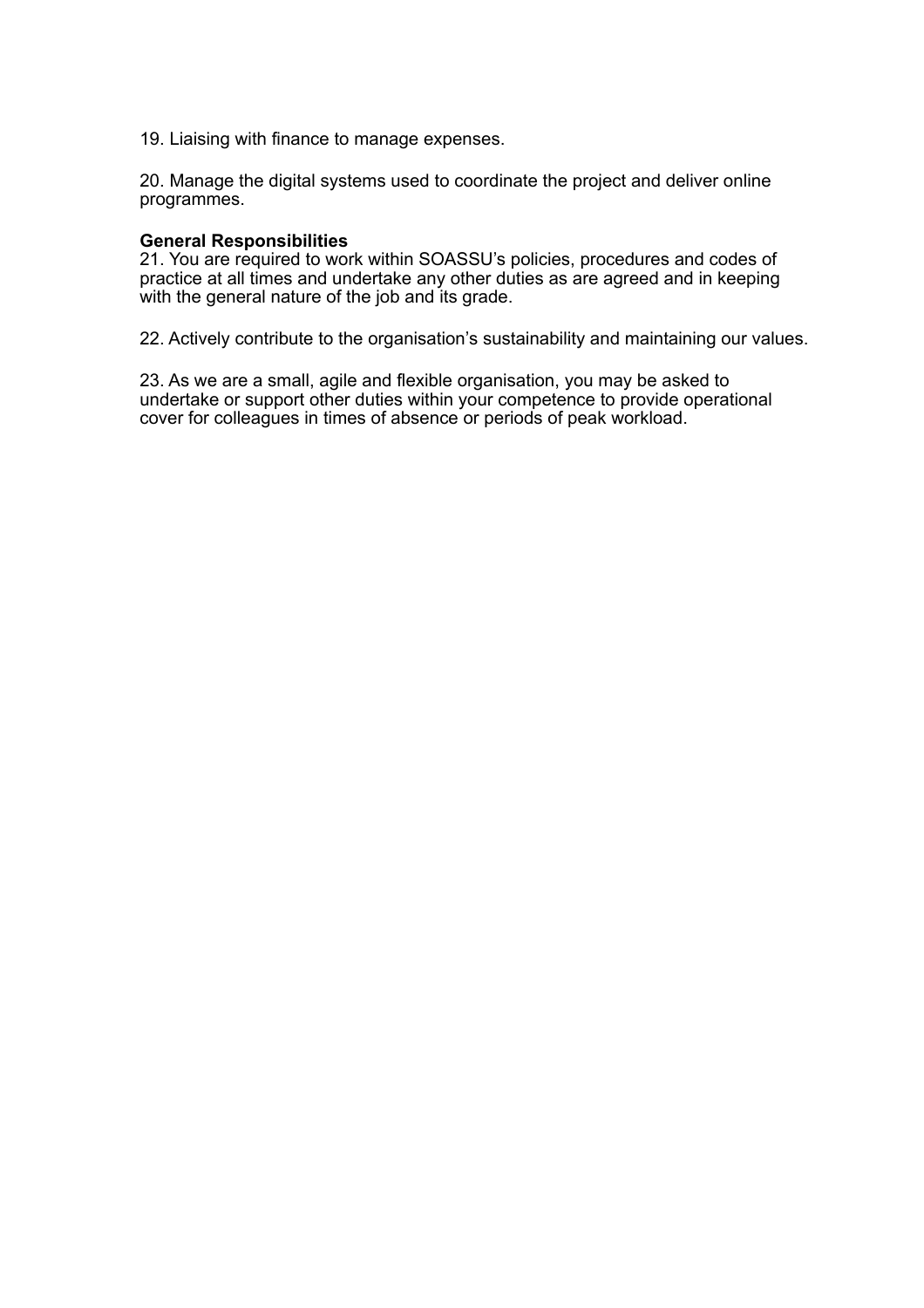19. Liaising with finance to manage expenses.

20. Manage the digital systems used to coordinate the project and deliver online programmes.

**General Responsibilities**

21. You are required to work within SOASSU's policies, procedures and codes of practice at all times and undertake any other duties as are agreed and in keeping with the general nature of the job and its grade.

22. Actively contribute to the organisation's sustainability and maintaining our values.

23. As we are a small, agile and flexible organisation, you may be asked to undertake or support other duties within your competence to provide operational cover for colleagues in times of absence or periods of peak workload.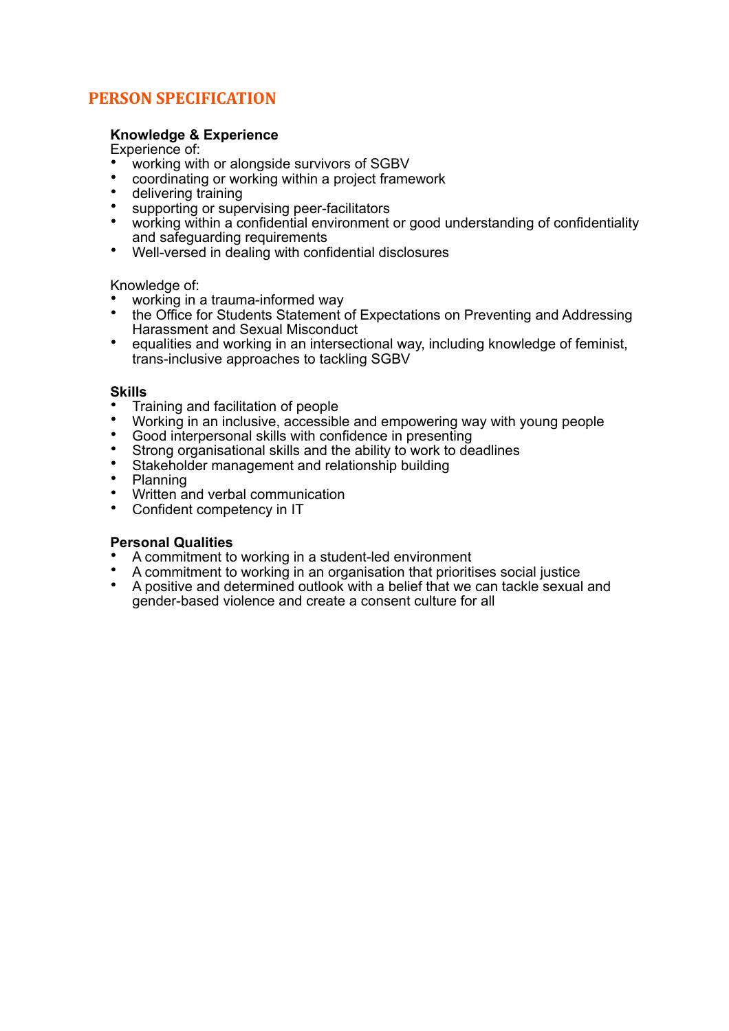## PERSON SPECIFICATION

**Knowledge & Experience**

Experience of:

- working with or alongside survivors of SGBV
- coordinating or working within a project framework
- delivering training
- supporting or supervising peer-facilitators
- working within a confidential environment or good understanding of confidentiality and safeguarding requirements
- Well-versed in dealing with confidential disclosures

Knowledge of:

- working in a trauma-informed way
- the Office for Students Statement of Expectations on Preventing and Addressing Harassment and Sexual Misconduct
- equalities and working in an intersectional way, including knowledge of feminist, trans-inclusive approaches to tackling SGBV

**Skills**

- Training and facilitation of people
- Working in an inclusive, accessible and empowering way with young people
- Good interpersonal skills with confidence in presenting
- Strong organisational skills and the ability to work to deadlines
- Stakeholder management and relationship building
- Planning
- Written and verbal communication
- Confident competency in IT

**Personal Qualities**

- A commitment to working in a student-led environment
- A commitment to working in an organisation that prioritises social justice
- A positive and determined outlook with a belief that we can tackle sexual and gender-based violence and create a consent culture for all